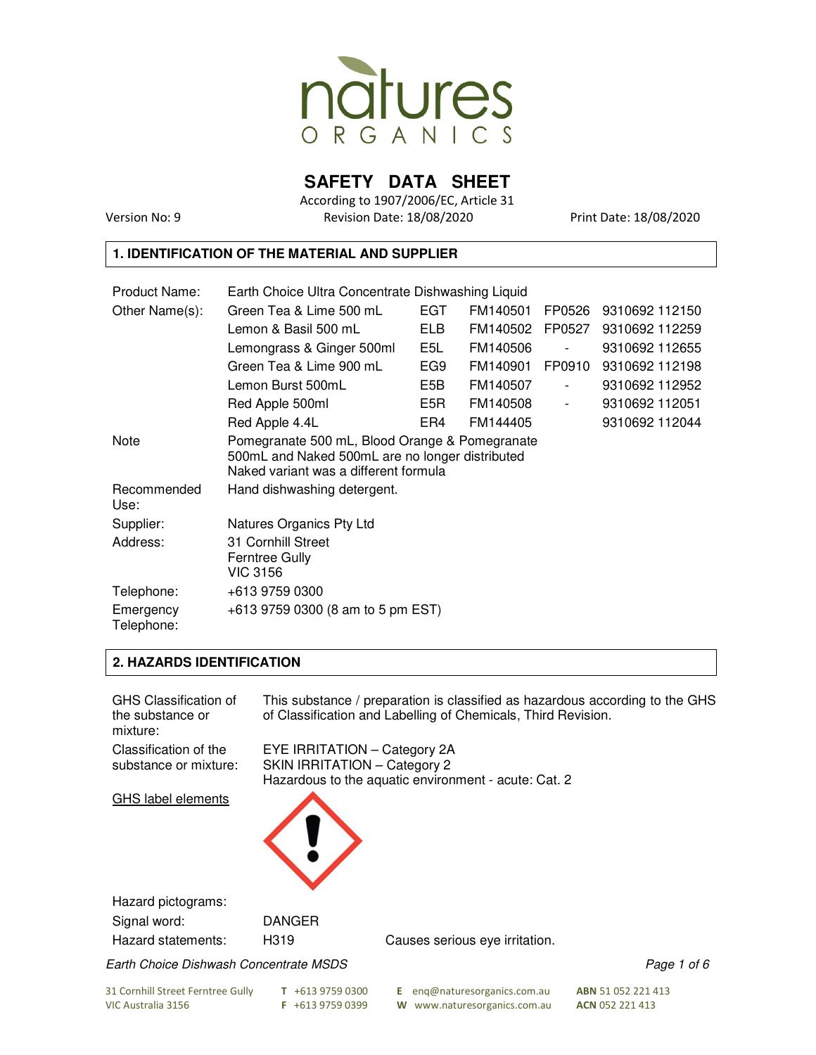# SAFETY DATA SHEET

According to 1907/2006/EC, Article 31

Version No: 9 | Revision Date: 18/08/2020 | Print Date: 18/08/2020

## 1. IDENTIFICATION OF THE MATERIAL AND SUPPLIER

| | | | | | |
|---|---|---|---|---|---|
| Product Name: | Earth Choice Ultra Concentrate Dishwashing Liquid | | | | |
| Other Name(s): | Green Tea & Lime 500 mL | EGT | FM140501 | FP0526 | 9310692 112150 |
| | Lemon & Basil 500 mL | ELB | FM140502 | FP0527 | 9310692 112259 |
| | Lemongrass & Ginger 500ml | E5L | FM140506 | - | 9310692 112655 |
| | Green Tea & Lime 900 mL | EG9 | FM140901 | FP0910 | 9310692 112198 |
| | Lemon Burst 500mL | E5B | FM140507 | - | 9310692 112952 |
| | Red Apple 500ml | E5R | FM140508 | - | 9310692 112051 |
| | Red Apple 4.4L | ER4 | FM144405 | | 9310692 112044 |
| Note | Pomegranate 500 mL, Blood Orange & Pomegranate 500mL and Naked 500mL are no longer distributed Naked variant was a different formula | | | | |
| Recommended Use: | Hand dishwashing detergent. | | | | |
| Supplier: | Natures Organics Pty Ltd | | | | |
| Address: | 31 Cornhill Street Ferntree Gully VIC 3156 | | | | |
| Telephone: | +613 9759 0300 | | | | |
| Emergency Telephone: | +613 9759 0300 (8 am to 5 pm EST) | | | | |

## 2. HAZARDS IDENTIFICATION

**GHS Classification of the substance or mixture:** This substance / preparation is classified as hazardous according to the GHS of Classification and Labelling of Chemicals, Third Revision.

**Classification of the substance or mixture:**
EYE IRRITATION – Category 2A
SKIN IRRITATION – Category 2
Hazardous to the aquatic environment - acute: Cat. 2

GHS label elements

Hazard pictograms:

Signal word: DANGER

Hazard statements: H319 Causes serious eye irritation.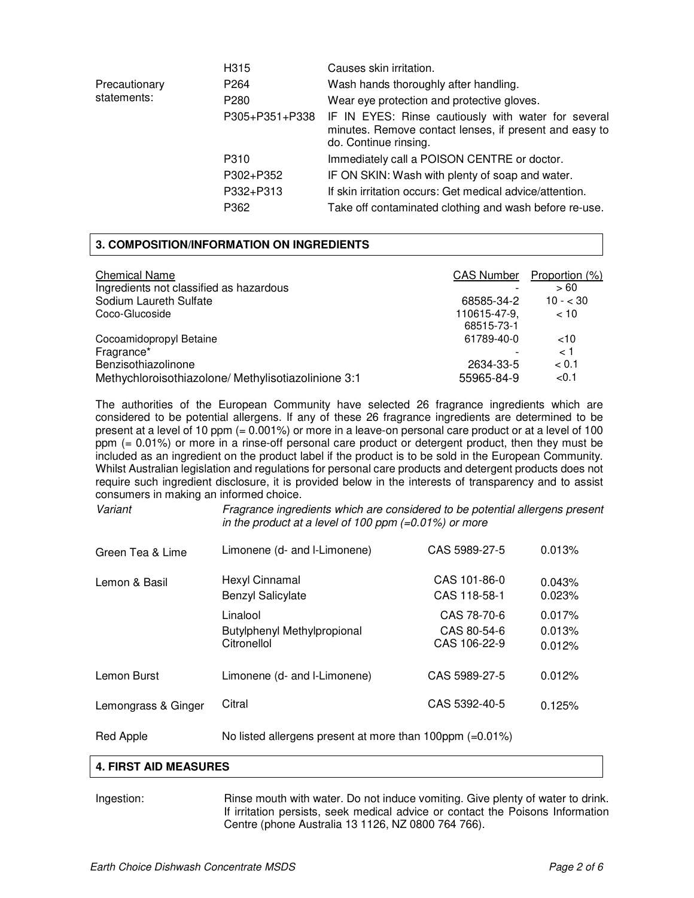| | | |
|---|---|---|
| | H315 | Causes skin irritation. |
| Precautionary statements: | P264 | Wash hands thoroughly after handling. |
| | P280 | Wear eye protection and protective gloves. |
| | P305+P351+P338 | IF IN EYES: Rinse cautiously with water for several minutes. Remove contact lenses, if present and easy to do. Continue rinsing. |
| | P310 | Immediately call a POISON CENTRE or doctor. |
| | P302+P352 | IF ON SKIN: Wash with plenty of soap and water. |
| | P332+P313 | If skin irritation occurs: Get medical advice/attention. |
| | P362 | Take off contaminated clothing and wash before re-use. |

## 3. COMPOSITION/INFORMATION ON INGREDIENTS

| Chemical Name | CAS Number | Proportion (%) |
|---|---|---|
| Ingredients not classified as hazardous | - | > 60 |
| Sodium Laureth Sulfate | 68585-34-2 | 10 - < 30 |
| Coco-Glucoside | 110615-47-9, 68515-73-1 | < 10 |
| Cocoamidopropyl Betaine | 61789-40-0 | <10 |
| Fragrance* | - | < 1 |
| Benzisothiazolinone | 2634-33-5 | < 0.1 |
| Methylchloroisothiazolone/ Methylisotiazolinione 3:1 | 55965-84-9 | <0.1 |

The authorities of the European Community have selected 26 fragrance ingredients which are considered to be potential allergens. If any of these 26 fragrance ingredients are determined to be present at a level of 10 ppm (= 0.001%) or more in a leave-on personal care product or at a level of 100 ppm (= 0.01%) or more in a rinse-off personal care product or detergent product, then they must be included as an ingredient on the product label if the product is to be sold in the European Community. Whilst Australian legislation and regulations for personal care products and detergent products does not require such ingredient disclosure, it is provided below in the interests of transparency and to assist consumers in making an informed choice.

| *Variant* | *Fragrance ingredients which are considered to be potential allergens present in the product at a level of 100 ppm (=0.01%) or more* | | |
|---|---|---|---|
| Green Tea & Lime | Limonene (d- and l-Limonene) | CAS 5989-27-5 | 0.013% |
| Lemon & Basil | Hexyl Cinnamal | CAS 101-86-0 | 0.043% |
| | Benzyl Salicylate | CAS 118-58-1 | 0.023% |
| | Linalool | CAS 78-70-6 | 0.017% |
| | Butylphenyl Methylpropional | CAS 80-54-6 | 0.013% |
| | Citronellol | CAS 106-22-9 | 0.012% |
| Lemon Burst | Limonene (d- and l-Limonene) | CAS 5989-27-5 | 0.012% |
| Lemongrass & Ginger | Citral | CAS 5392-40-5 | 0.125% |
| Red Apple | No listed allergens present at more than 100ppm (=0.01%) | | |

## 4. FIRST AID MEASURES

Ingestion: Rinse mouth with water. Do not induce vomiting. Give plenty of water to drink. If irritation persists, seek medical advice or contact the Poisons Information Centre (phone Australia 13 1126, NZ 0800 764 766).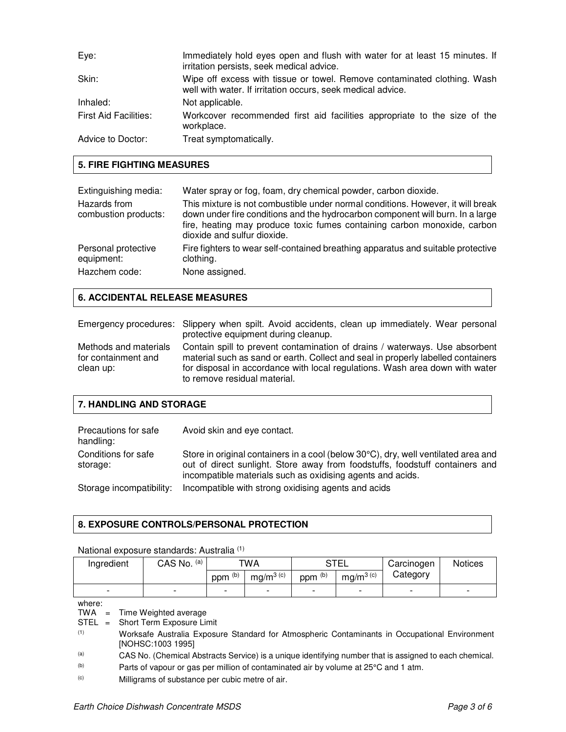| | |
|---|---|
| Eye: | Immediately hold eyes open and flush with water for at least 15 minutes. If irritation persists, seek medical advice. |
| Skin: | Wipe off excess with tissue or towel. Remove contaminated clothing. Wash well with water. If irritation occurs, seek medical advice. |
| Inhaled: | Not applicable. |
| First Aid Facilities: | Workcover recommended first aid facilities appropriate to the size of the workplace. |
| Advice to Doctor: | Treat symptomatically. |

## 5. FIRE FIGHTING MEASURES

| | |
|---|---|
| Extinguishing media: | Water spray or fog, foam, dry chemical powder, carbon dioxide. |
| Hazards from combustion products: | This mixture is not combustible under normal conditions. However, it will break down under fire conditions and the hydrocarbon component will burn. In a large fire, heating may produce toxic fumes containing carbon monoxide, carbon dioxide and sulfur dioxide. |
| Personal protective equipment: | Fire fighters to wear self-contained breathing apparatus and suitable protective clothing. |
| Hazchem code: | None assigned. |

## 6. ACCIDENTAL RELEASE MEASURES

| | |
|---|---|
| Emergency procedures: | Slippery when spilt. Avoid accidents, clean up immediately. Wear personal protective equipment during cleanup. |
| Methods and materials for containment and clean up: | Contain spill to prevent contamination of drains / waterways. Use absorbent material such as sand or earth. Collect and seal in properly labelled containers for disposal in accordance with local regulations. Wash area down with water to remove residual material. |

## 7. HANDLING AND STORAGE

| | |
|---|---|
| Precautions for safe handling: | Avoid skin and eye contact. |
| Conditions for safe storage: | Store in original containers in a cool (below 30°C), dry, well ventilated area and out of direct sunlight. Store away from foodstuffs, foodstuff containers and incompatible materials such as oxidising agents and acids. |
| Storage incompatibility: | Incompatible with strong oxidising agents and acids |

## 8. EXPOSURE CONTROLS/PERSONAL PROTECTION

National exposure standards: Australia [1]

| Ingredient | CAS No. [a] | TWA | | STEL | | Carcinogen Category | Notices |
|---|---|---|---|---|---|---|---|
| | | ppm [b] | $mg/m^3$ [c] | ppm [b] | $mg/m^3$ [c] | | |
| - | - | - | - | - | - | - | - |

where:

TWA = Time Weighted average

STEL = Short Term Exposure Limit

[1] Worksafe Australia Exposure Standard for Atmospheric Contaminants in Occupational Environment [NOHSC:1003 1995]

[a] CAS No. (Chemical Abstracts Service) is a unique identifying number that is assigned to each chemical.

[b] Parts of vapour or gas per million of contaminated air by volume at 25°C and 1 atm.

[c] Milligrams of substance per cubic metre of air.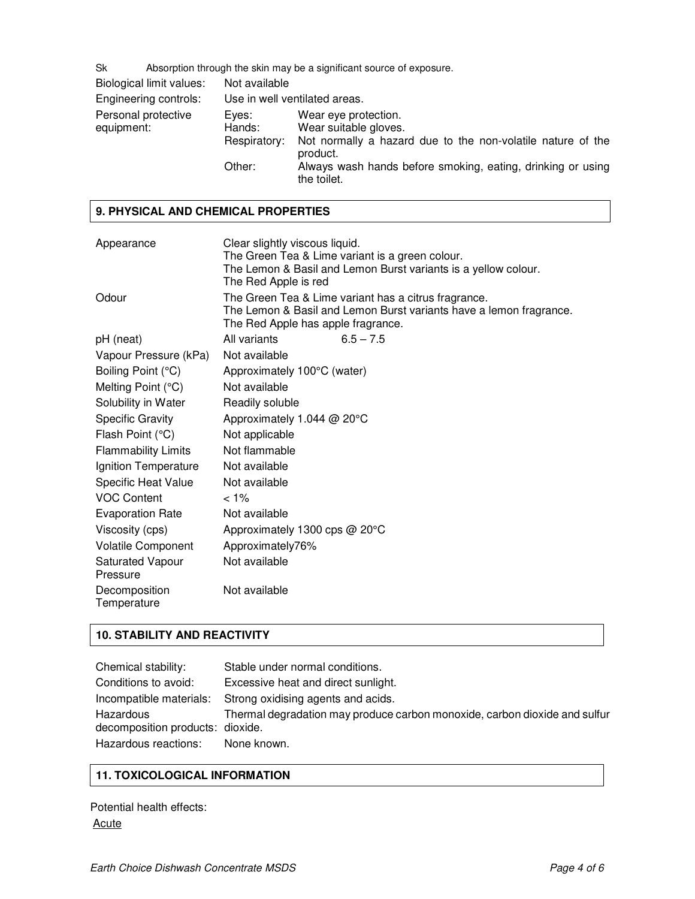Sk Absorption through the skin may be a significant source of exposure.

| | | |
|---|---|---|
| Biological limit values: | Not available | |
| Engineering controls: | Use in well ventilated areas. | |
| Personal protective equipment: | Eyes: | Wear eye protection. |
| | Hands: | Wear suitable gloves. |
| | Respiratory: | Not normally a hazard due to the non-volatile nature of the product. |
| | Other: | Always wash hands before smoking, eating, drinking or using the toilet. |

## 9. PHYSICAL AND CHEMICAL PROPERTIES

| | |
|---|---|
| Appearance | Clear slightly viscous liquid.<br>The Green Tea & Lime variant is a green colour.<br>The Lemon & Basil and Lemon Burst variants is a yellow colour.<br>The Red Apple is red |
| Odour | The Green Tea & Lime variant has a citrus fragrance.<br>The Lemon & Basil and Lemon Burst variants have a lemon fragrance.<br>The Red Apple has apple fragrance. |
| pH (neat) | All variants 6.5 – 7.5 |
| Vapour Pressure (kPa) | Not available |
| Boiling Point (°C) | Approximately 100°C (water) |
| Melting Point (°C) | Not available |
| Solubility in Water | Readily soluble |
| Specific Gravity | Approximately 1.044 @ 20°C |
| Flash Point (°C) | Not applicable |
| Flammability Limits | Not flammable |
| Ignition Temperature | Not available |
| Specific Heat Value | Not available |
| VOC Content | < 1% |
| Evaporation Rate | Not available |
| Viscosity (cps) | Approximately 1300 cps @ 20°C |
| Volatile Component | Approximately76% |
| Saturated Vapour Pressure | Not available |
| Decomposition Temperature | Not available |

## 10. STABILITY AND REACTIVITY

| | |
|---|---|
| Chemical stability: | Stable under normal conditions. |
| Conditions to avoid: | Excessive heat and direct sunlight. |
| Incompatible materials: | Strong oxidising agents and acids. |
| Hazardous decomposition products: | Thermal degradation may produce carbon monoxide, carbon dioxide and sulfur dioxide. |
| Hazardous reactions: | None known. |

## 11. TOXICOLOGICAL INFORMATION

Potential health effects:

Acute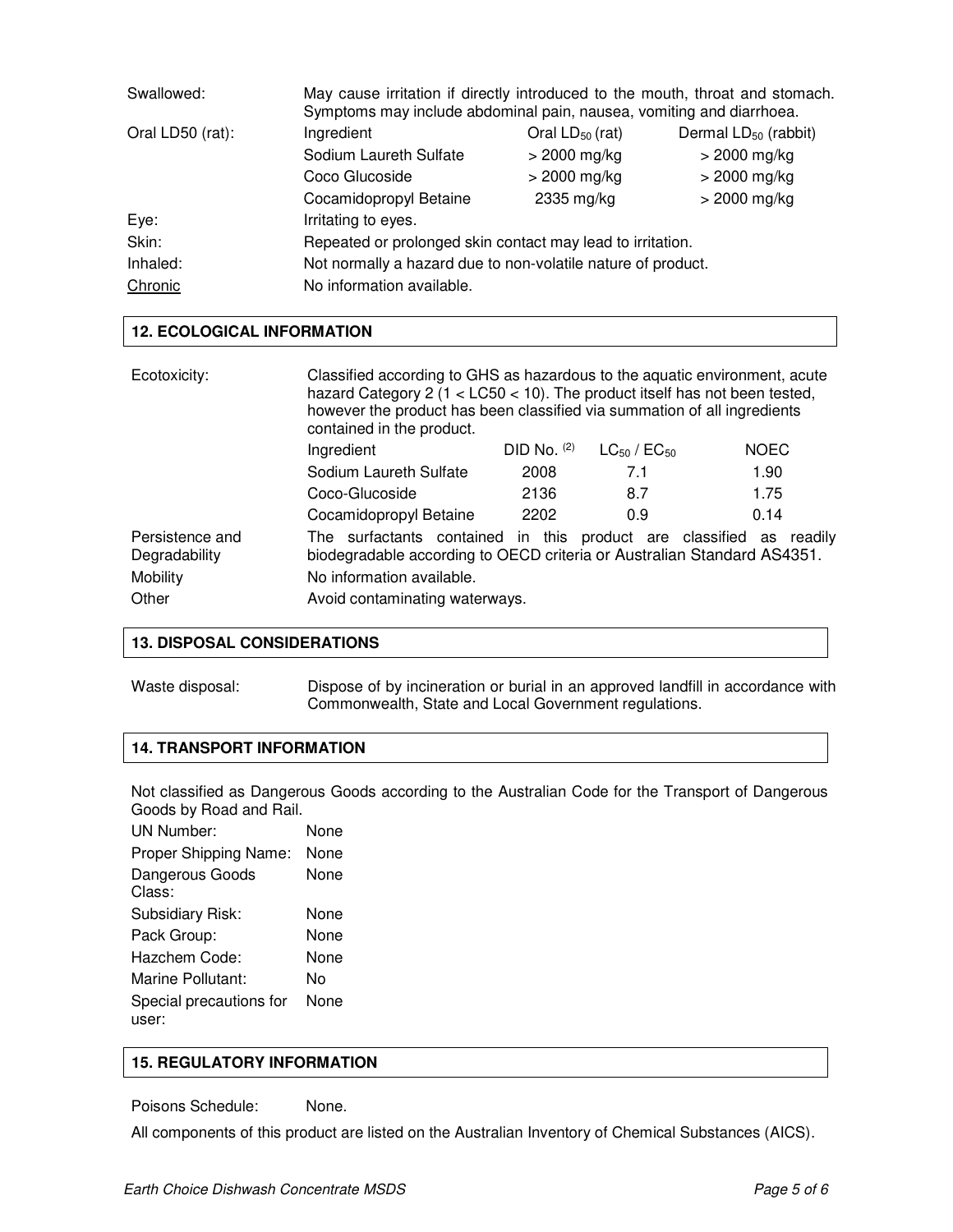| | | | |
|---|---|---|---|
| Swallowed: | May cause irritation if directly introduced to the mouth, throat and stomach. Symptoms may include abdominal pain, nausea, vomiting and diarrhoea. | | |
| Oral LD50 (rat): | Ingredient | Oral $LD_{50}$ (rat) | Dermal $LD_{50}$ (rabbit) |
| | Sodium Laureth Sulfate | > 2000 mg/kg | > 2000 mg/kg |
| | Coco Glucoside | > 2000 mg/kg | > 2000 mg/kg |
| | Cocamidopropyl Betaine | 2335 mg/kg | > 2000 mg/kg |
| Eye: | Irritating to eyes. | | |
| Skin: | Repeated or prolonged skin contact may lead to irritation. | | |
| Inhaled: | Not normally a hazard due to non-volatile nature of product. | | |
| Chronic | No information available. | | |

## 12. ECOLOGICAL INFORMATION

Ecotoxicity: Classified according to GHS as hazardous to the aquatic environment, acute hazard Category 2 (1 < LC50 < 10). The product itself has not been tested, however the product has been classified via summation of all ingredients contained in the product.

| Ingredient | DID No. [2] | $LC_{50}$ / $EC_{50}$ | NOEC |
|---|---|---|---|
| Sodium Laureth Sulfate | 2008 | 7.1 | 1.90 |
| Coco-Glucoside | 2136 | 8.7 | 1.75 |
| Cocamidopropyl Betaine | 2202 | 0.9 | 0.14 |

Persistence and Degradability: The surfactants contained in this product are classified as readily biodegradable according to OECD criteria or Australian Standard AS4351.

Mobility: No information available.

Other: Avoid contaminating waterways.

## 13. DISPOSAL CONSIDERATIONS

Waste disposal: Dispose of by incineration or burial in an approved landfill in accordance with Commonwealth, State and Local Government regulations.

## 14. TRANSPORT INFORMATION

Not classified as Dangerous Goods according to the Australian Code for the Transport of Dangerous Goods by Road and Rail.

| | |
|---|---|
| UN Number: | None |
| Proper Shipping Name: | None |
| Dangerous Goods Class: | None |
| Subsidiary Risk: | None |
| Pack Group: | None |
| Hazchem Code: | None |
| Marine Pollutant: | No |
| Special precautions for user: | None |

## 15. REGULATORY INFORMATION

Poisons Schedule: None.

All components of this product are listed on the Australian Inventory of Chemical Substances (AICS).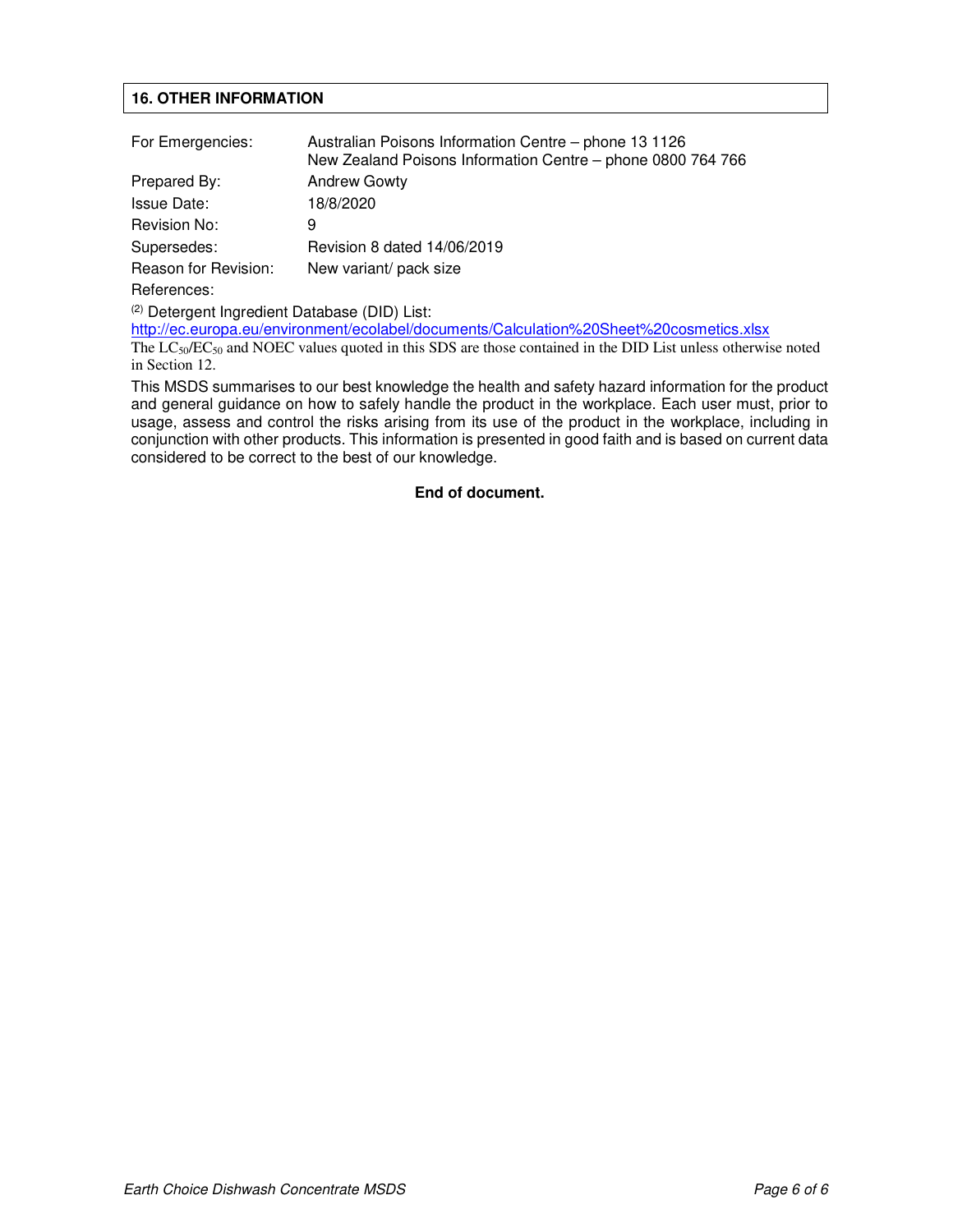## 16. OTHER INFORMATION

| | |
|---|---|
| For Emergencies: | Australian Poisons Information Centre – phone 13 1126<br>New Zealand Poisons Information Centre – phone 0800 764 766 |
| Prepared By: | Andrew Gowty |
| Issue Date: | 18/8/2020 |
| Revision No: | 9 |
| Supersedes: | Revision 8 dated 14/06/2019 |
| Reason for Revision: | New variant/ pack size |

References:

(2) Detergent Ingredient Database (DID) List:
http://ec.europa.eu/environment/ecolabel/documents/Calculation%20Sheet%20cosmetics.xlsx

The $LC_{50}/EC_{50}$ and NOEC values quoted in this SDS are those contained in the DID List unless otherwise noted in Section 12.

This MSDS summarises to our best knowledge the health and safety hazard information for the product and general guidance on how to safely handle the product in the workplace. Each user must, prior to usage, assess and control the risks arising from its use of the product in the workplace, including in conjunction with other products. This information is presented in good faith and is based on current data considered to be correct to the best of our knowledge.

**End of document.**